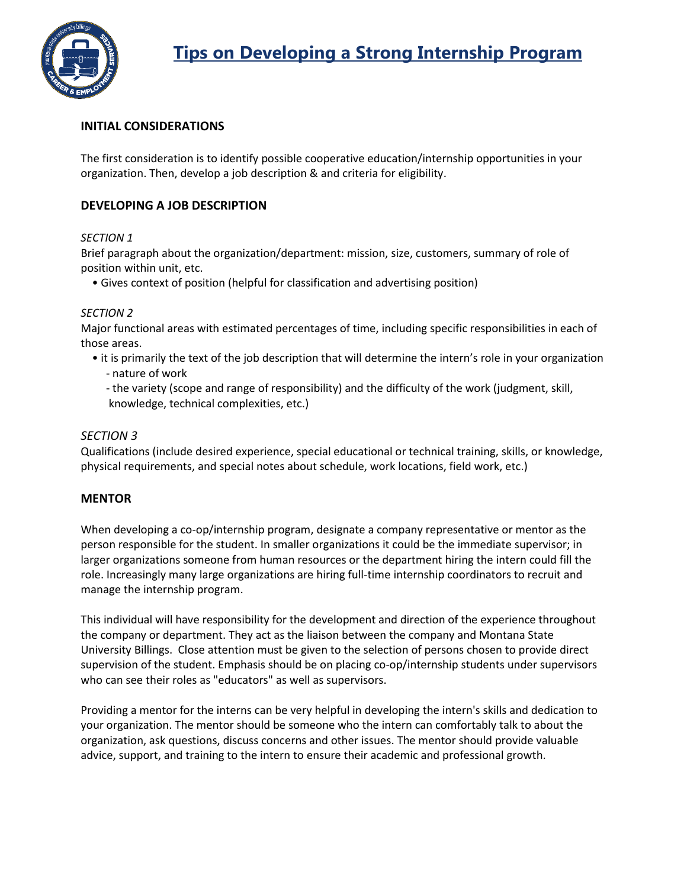# Tips on Developing a Strong Internship Program

## INITIAL CONSIDERATIONS

The first consideration is to identify possible cooperative education/internship opportunities in your organization. Then, develop a job description & and criteria for eligibility.

## DEVELOPING A JOB DESCRIPTION

*SECTION 1*

Brief paragraph about the organization/department: mission, size, customers, summary of role of position within unit, etc.

- Gives context of position (helpful for classification and advertising position)

*SECTION 2*

Major functional areas with estimated percentages of time, including specific responsibilities in each of those areas.

- it is primarily the text of the job description that will determine the intern's role in your organization
  - nature of work
  - the variety (scope and range of responsibility) and the difficulty of the work (judgment, skill, knowledge, technical complexities, etc.)

*SECTION 3*

Qualifications (include desired experience, special educational or technical training, skills, or knowledge, physical requirements, and special notes about schedule, work locations, field work, etc.)

## MENTOR

When developing a co-op/internship program, designate a company representative or mentor as the person responsible for the student. In smaller organizations it could be the immediate supervisor; in larger organizations someone from human resources or the department hiring the intern could fill the role. Increasingly many large organizations are hiring full-time internship coordinators to recruit and manage the internship program.

This individual will have responsibility for the development and direction of the experience throughout the company or department. They act as the liaison between the company and Montana State University Billings. Close attention must be given to the selection of persons chosen to provide direct supervision of the student. Emphasis should be on placing co-op/internship students under supervisors who can see their roles as "educators" as well as supervisors.

Providing a mentor for the interns can be very helpful in developing the intern's skills and dedication to your organization. The mentor should be someone who the intern can comfortably talk to about the organization, ask questions, discuss concerns and other issues. The mentor should provide valuable advice, support, and training to the intern to ensure their academic and professional growth.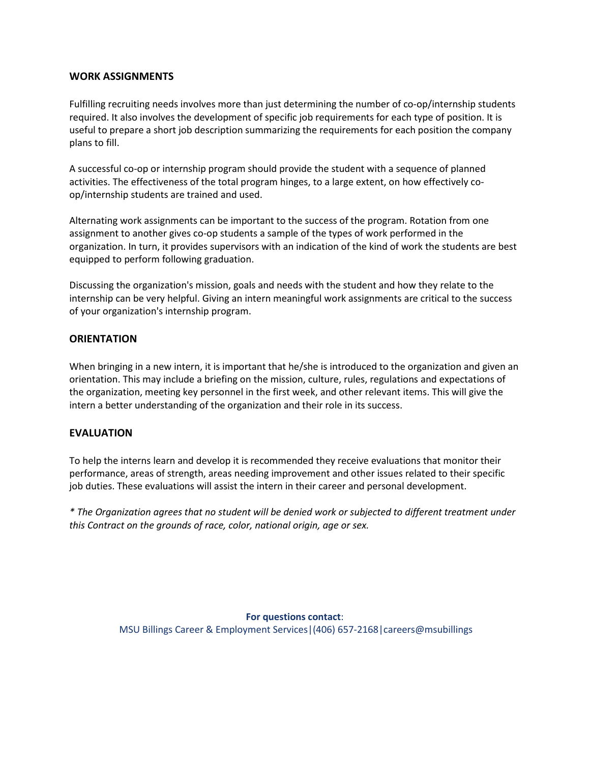## WORK ASSIGNMENTS

Fulfilling recruiting needs involves more than just determining the number of co-op/internship students required. It also involves the development of specific job requirements for each type of position. It is useful to prepare a short job description summarizing the requirements for each position the company plans to fill.

A successful co-op or internship program should provide the student with a sequence of planned activities. The effectiveness of the total program hinges, to a large extent, on how effectively co-op/internship students are trained and used.

Alternating work assignments can be important to the success of the program. Rotation from one assignment to another gives co-op students a sample of the types of work performed in the organization. In turn, it provides supervisors with an indication of the kind of work the students are best equipped to perform following graduation.

Discussing the organization's mission, goals and needs with the student and how they relate to the internship can be very helpful. Giving an intern meaningful work assignments are critical to the success of your organization's internship program.

## ORIENTATION

When bringing in a new intern, it is important that he/she is introduced to the organization and given an orientation. This may include a briefing on the mission, culture, rules, regulations and expectations of the organization, meeting key personnel in the first week, and other relevant items. This will give the intern a better understanding of the organization and their role in its success.

## EVALUATION

To help the interns learn and develop it is recommended they receive evaluations that monitor their performance, areas of strength, areas needing improvement and other issues related to their specific job duties. These evaluations will assist the intern in their career and personal development.

*\* The Organization agrees that no student will be denied work or subjected to different treatment under this Contract on the grounds of race, color, national origin, age or sex.*

**For questions contact**:
MSU Billings Career & Employment Services|(406) 657-2168|careers@msubillings